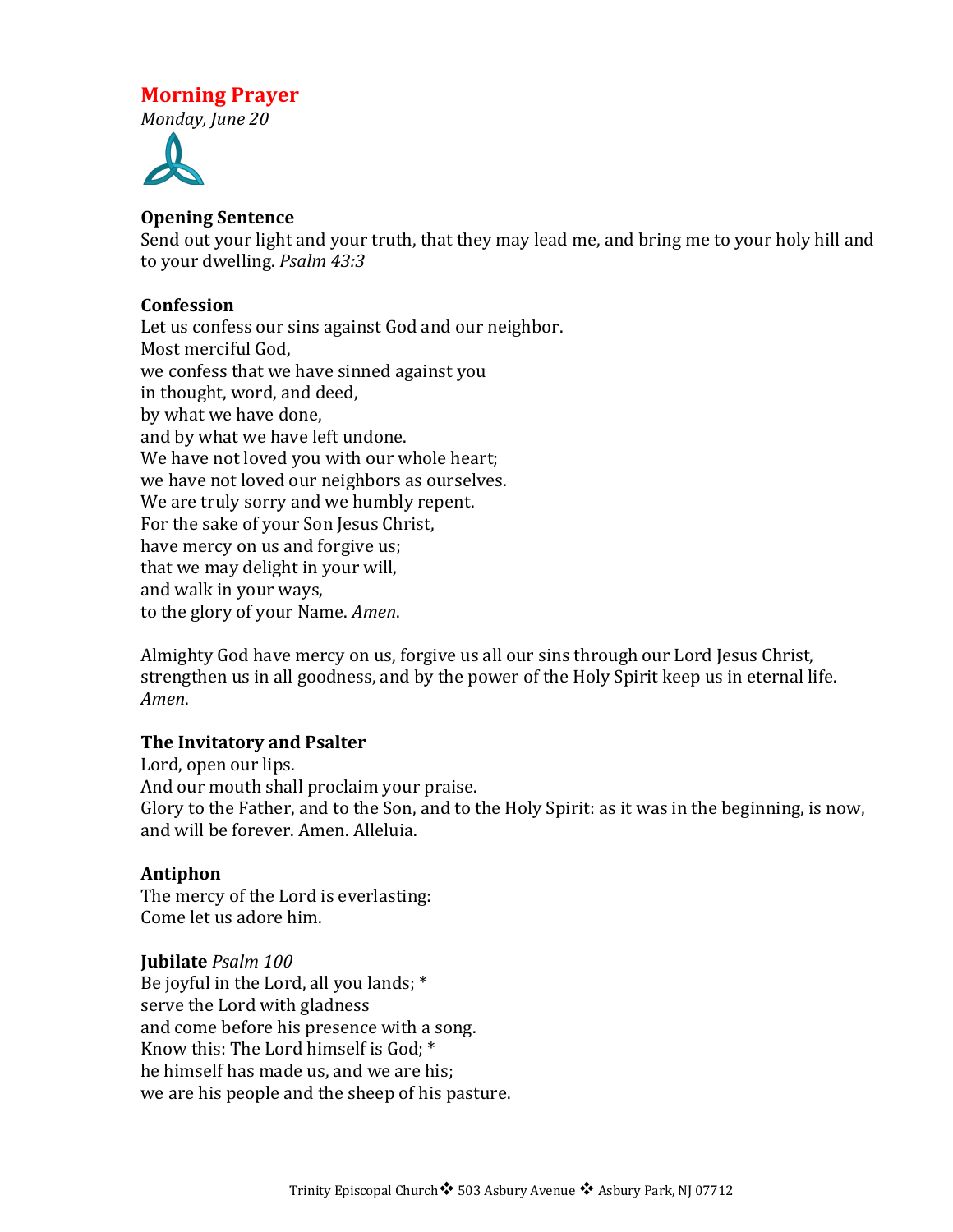# Morning Prayer

*Monday, June 20*

**Opening Sentence**

Send out your light and your truth, that they may lead me, and bring me to your holy hill and to your dwelling. *Psalm 43:3*

**Confession**

Let us confess our sins against God and our neighbor.
Most merciful God,
we confess that we have sinned against you
in thought, word, and deed,
by what we have done,
and by what we have left undone.
We have not loved you with our whole heart;
we have not loved our neighbors as ourselves.
We are truly sorry and we humbly repent.
For the sake of your Son Jesus Christ,
have mercy on us and forgive us;
that we may delight in your will,
and walk in your ways,
to the glory of your Name. *Amen*.

Almighty God have mercy on us, forgive us all our sins through our Lord Jesus Christ, strengthen us in all goodness, and by the power of the Holy Spirit keep us in eternal life. *Amen*.

**The Invitatory and Psalter**

Lord, open our lips.
And our mouth shall proclaim your praise.
Glory to the Father, and to the Son, and to the Holy Spirit: as it was in the beginning, is now, and will be forever. Amen. Alleluia.

**Antiphon**

The mercy of the Lord is everlasting:
Come let us adore him.

**Jubilate** *Psalm 100*

Be joyful in the Lord, all you lands; *
serve the Lord with gladness
and come before his presence with a song.
Know this: The Lord himself is God; *
he himself has made us, and we are his;
we are his people and the sheep of his pasture.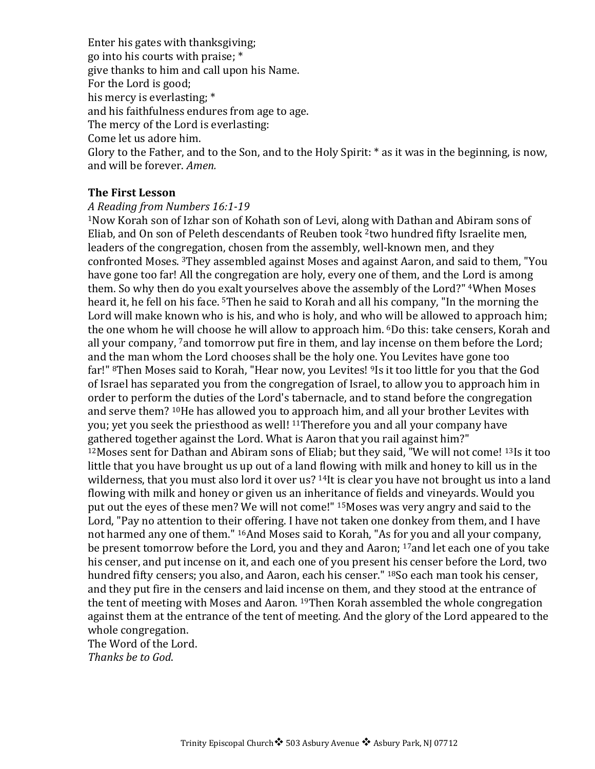Enter his gates with thanksgiving;
go into his courts with praise; *
give thanks to him and call upon his Name.
For the Lord is good;
his mercy is everlasting; *
and his faithfulness endures from age to age.
The mercy of the Lord is everlasting:
Come let us adore him.
Glory to the Father, and to the Son, and to the Holy Spirit: * as it was in the beginning, is now, and will be forever. *Amen.*

**The First Lesson**

*A Reading from Numbers 16:1-19*

[1]Now Korah son of Izhar son of Kohath son of Levi, along with Dathan and Abiram sons of Eliab, and On son of Peleth descendants of Reuben took [2]two hundred fifty Israelite men, leaders of the congregation, chosen from the assembly, well-known men, and they confronted Moses. [3]They assembled against Moses and against Aaron, and said to them, "You have gone too far! All the congregation are holy, every one of them, and the Lord is among them. So why then do you exalt yourselves above the assembly of the Lord?" [4]When Moses heard it, he fell on his face. [5]Then he said to Korah and all his company, "In the morning the Lord will make known who is his, and who is holy, and who will be allowed to approach him; the one whom he will choose he will allow to approach him. [6]Do this: take censers, Korah and all your company, [7]and tomorrow put fire in them, and lay incense on them before the Lord; and the man whom the Lord chooses shall be the holy one. You Levites have gone too far!" [8]Then Moses said to Korah, "Hear now, you Levites! [9]Is it too little for you that the God of Israel has separated you from the congregation of Israel, to allow you to approach him in order to perform the duties of the Lord's tabernacle, and to stand before the congregation and serve them? [10]He has allowed you to approach him, and all your brother Levites with you; yet you seek the priesthood as well! [11]Therefore you and all your company have gathered together against the Lord. What is Aaron that you rail against him?" [12]Moses sent for Dathan and Abiram sons of Eliab; but they said, "We will not come! [13]Is it too little that you have brought us up out of a land flowing with milk and honey to kill us in the wilderness, that you must also lord it over us? [14]It is clear you have not brought us into a land flowing with milk and honey or given us an inheritance of fields and vineyards. Would you put out the eyes of these men? We will not come!" [15]Moses was very angry and said to the Lord, "Pay no attention to their offering. I have not taken one donkey from them, and I have not harmed any one of them." [16]And Moses said to Korah, "As for you and all your company, be present tomorrow before the Lord, you and they and Aaron; [17]and let each one of you take his censer, and put incense on it, and each one of you present his censer before the Lord, two hundred fifty censers; you also, and Aaron, each his censer." [18]So each man took his censer, and they put fire in the censers and laid incense on them, and they stood at the entrance of the tent of meeting with Moses and Aaron. [19]Then Korah assembled the whole congregation against them at the entrance of the tent of meeting. And the glory of the Lord appeared to the whole congregation.
The Word of the Lord.
*Thanks be to God*.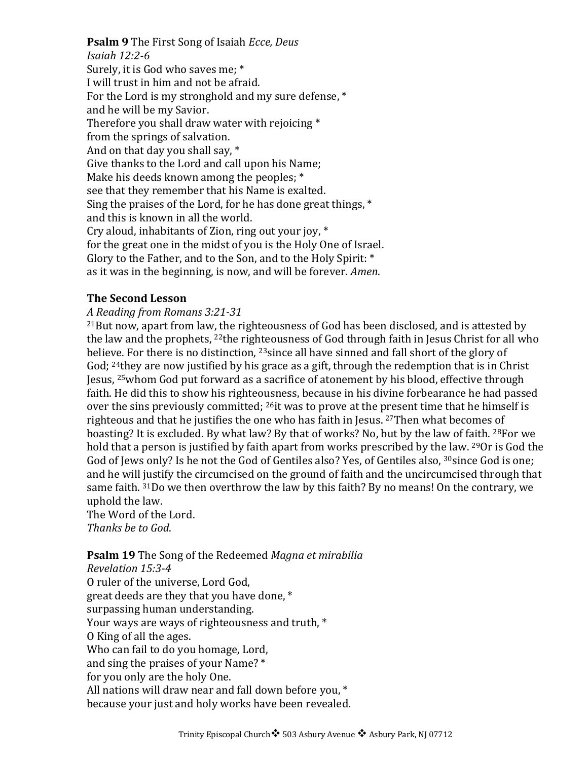**Psalm 9** The First Song of Isaiah *Ecce, Deus*
*Isaiah 12:2-6*
Surely, it is God who saves me; *
I will trust in him and not be afraid.
For the Lord is my stronghold and my sure defense, *
and he will be my Savior.
Therefore you shall draw water with rejoicing *
from the springs of salvation.
And on that day you shall say, *
Give thanks to the Lord and call upon his Name;
Make his deeds known among the peoples; *
see that they remember that his Name is exalted.
Sing the praises of the Lord, for he has done great things, *
and this is known in all the world.
Cry aloud, inhabitants of Zion, ring out your joy, *
for the great one in the midst of you is the Holy One of Israel.
Glory to the Father, and to the Son, and to the Holy Spirit: *
as it was in the beginning, is now, and will be forever. *Amen*.

**The Second Lesson**

*A Reading from Romans 3:21-31*

[21]But now, apart from law, the righteousness of God has been disclosed, and is attested by the law and the prophets, [22]the righteousness of God through faith in Jesus Christ for all who believe. For there is no distinction, [23]since all have sinned and fall short of the glory of God; [24]they are now justified by his grace as a gift, through the redemption that is in Christ Jesus, [25]whom God put forward as a sacrifice of atonement by his blood, effective through faith. He did this to show his righteousness, because in his divine forbearance he had passed over the sins previously committed; [26]it was to prove at the present time that he himself is righteous and that he justifies the one who has faith in Jesus. [27]Then what becomes of boasting? It is excluded. By what law? By that of works? No, but by the law of faith. [28]For we hold that a person is justified by faith apart from works prescribed by the law. [29]Or is God the God of Jews only? Is he not the God of Gentiles also? Yes, of Gentiles also, [30]since God is one; and he will justify the circumcised on the ground of faith and the uncircumcised through that same faith. [31]Do we then overthrow the law by this faith? By no means! On the contrary, we uphold the law.
The Word of the Lord.
*Thanks be to God*.

**Psalm 19** The Song of the Redeemed *Magna et mirabilia*
*Revelation 15:3-4*
O ruler of the universe, Lord God,
great deeds are they that you have done, *
surpassing human understanding.
Your ways are ways of righteousness and truth, *
O King of all the ages.
Who can fail to do you homage, Lord,
and sing the praises of your Name? *
for you only are the holy One.
All nations will draw near and fall down before you, *
because your just and holy works have been revealed.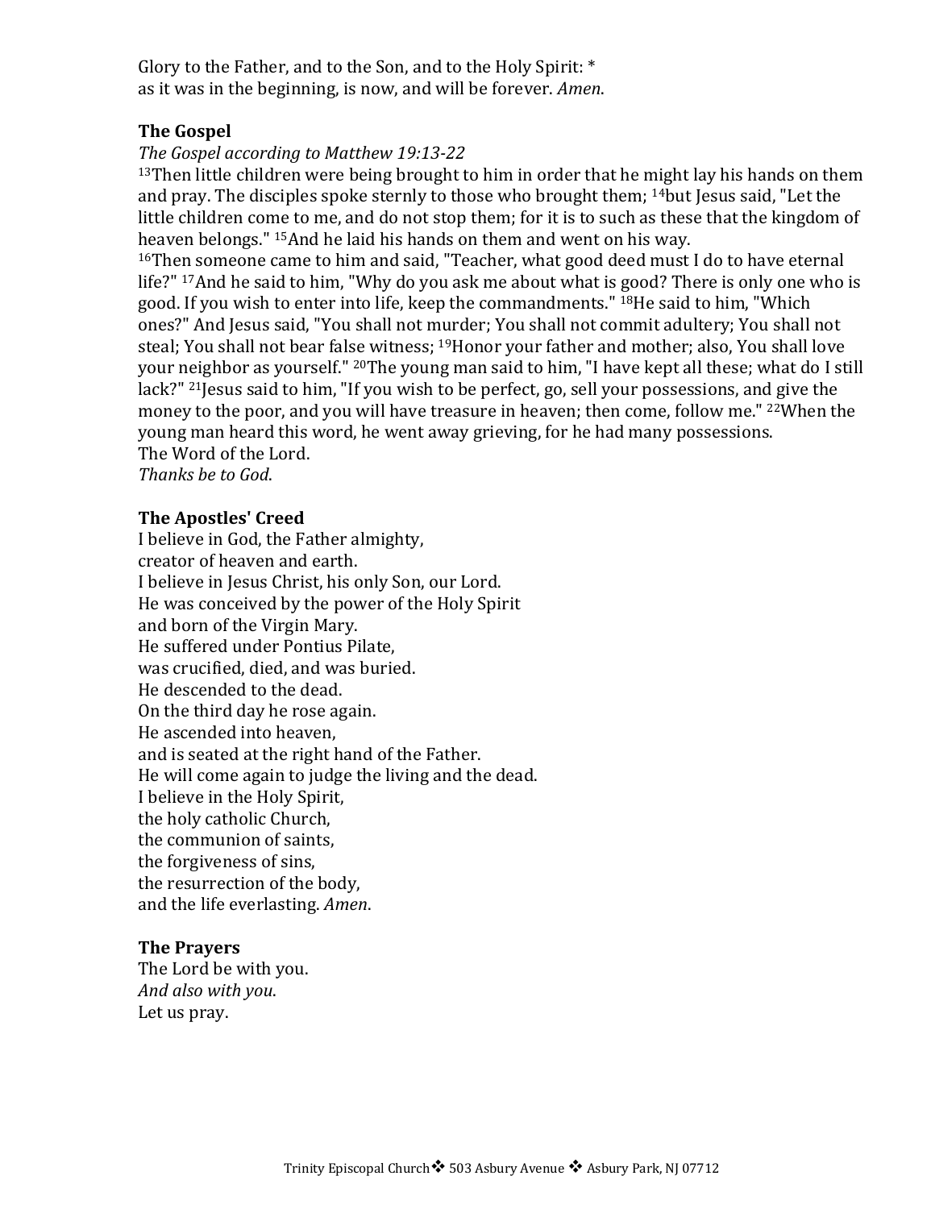Glory to the Father, and to the Son, and to the Holy Spirit: *
as it was in the beginning, is now, and will be forever. *Amen*.

**The Gospel**

*The Gospel according to Matthew 19:13-22*

[13]Then little children were being brought to him in order that he might lay his hands on them and pray. The disciples spoke sternly to those who brought them; [14]but Jesus said, "Let the little children come to me, and do not stop them; for it is to such as these that the kingdom of heaven belongs." [15]And he laid his hands on them and went on his way.

[16]Then someone came to him and said, "Teacher, what good deed must I do to have eternal life?" [17]And he said to him, "Why do you ask me about what is good? There is only one who is good. If you wish to enter into life, keep the commandments." [18]He said to him, "Which ones?" And Jesus said, "You shall not murder; You shall not commit adultery; You shall not steal; You shall not bear false witness; [19]Honor your father and mother; also, You shall love your neighbor as yourself." [20]The young man said to him, "I have kept all these; what do I still lack?" [21]Jesus said to him, "If you wish to be perfect, go, sell your possessions, and give the money to the poor, and you will have treasure in heaven; then come, follow me." [22]When the young man heard this word, he went away grieving, for he had many possessions.

The Word of the Lord.

*Thanks be to God.*

**The Apostles' Creed**

I believe in God, the Father almighty,
creator of heaven and earth.
I believe in Jesus Christ, his only Son, our Lord.
He was conceived by the power of the Holy Spirit
and born of the Virgin Mary.
He suffered under Pontius Pilate,
was crucified, died, and was buried.
He descended to the dead.
On the third day he rose again.
He ascended into heaven,
and is seated at the right hand of the Father.
He will come again to judge the living and the dead.
I believe in the Holy Spirit,
the holy catholic Church,
the communion of saints,
the forgiveness of sins,
the resurrection of the body,
and the life everlasting. *Amen*.

**The Prayers**

The Lord be with you.
*And also with you*.
Let us pray.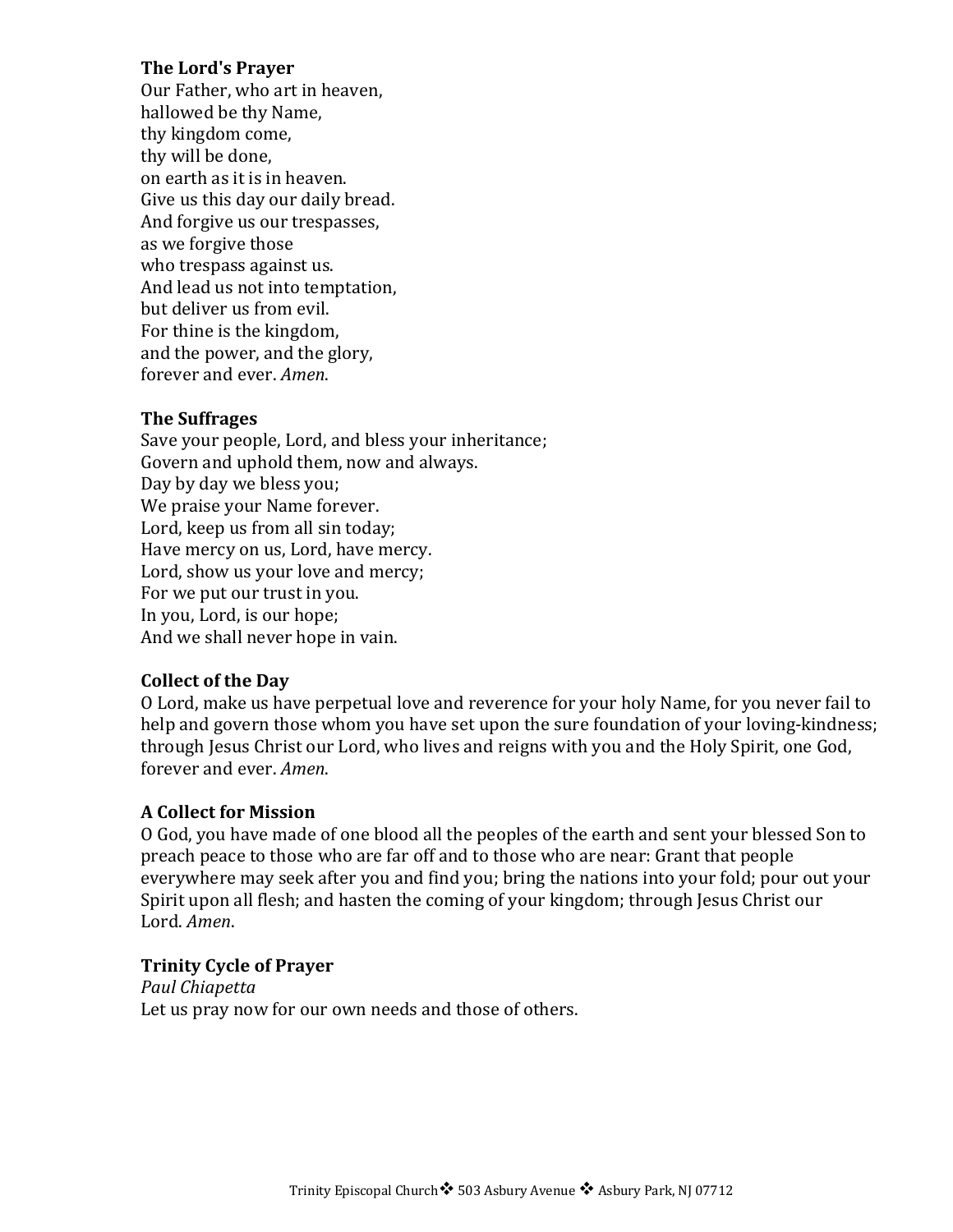**The Lord's Prayer**
Our Father, who art in heaven,
hallowed be thy Name,
thy kingdom come,
thy will be done,
on earth as it is in heaven.
Give us this day our daily bread.
And forgive us our trespasses,
as we forgive those
who trespass against us.
And lead us not into temptation,
but deliver us from evil.
For thine is the kingdom,
and the power, and the glory,
forever and ever. *Amen*.

**The Suffrages**
Save your people, Lord, and bless your inheritance;
Govern and uphold them, now and always.
Day by day we bless you;
We praise your Name forever.
Lord, keep us from all sin today;
Have mercy on us, Lord, have mercy.
Lord, show us your love and mercy;
For we put our trust in you.
In you, Lord, is our hope;
And we shall never hope in vain.

**Collect of the Day**
O Lord, make us have perpetual love and reverence for your holy Name, for you never fail to help and govern those whom you have set upon the sure foundation of your loving-kindness; through Jesus Christ our Lord, who lives and reigns with you and the Holy Spirit, one God, forever and ever. *Amen*.

**A Collect for Mission**
O God, you have made of one blood all the peoples of the earth and sent your blessed Son to preach peace to those who are far off and to those who are near: Grant that people everywhere may seek after you and find you; bring the nations into your fold; pour out your Spirit upon all flesh; and hasten the coming of your kingdom; through Jesus Christ our Lord. *Amen*.

**Trinity Cycle of Prayer**
*Paul Chiapetta*
Let us pray now for our own needs and those of others.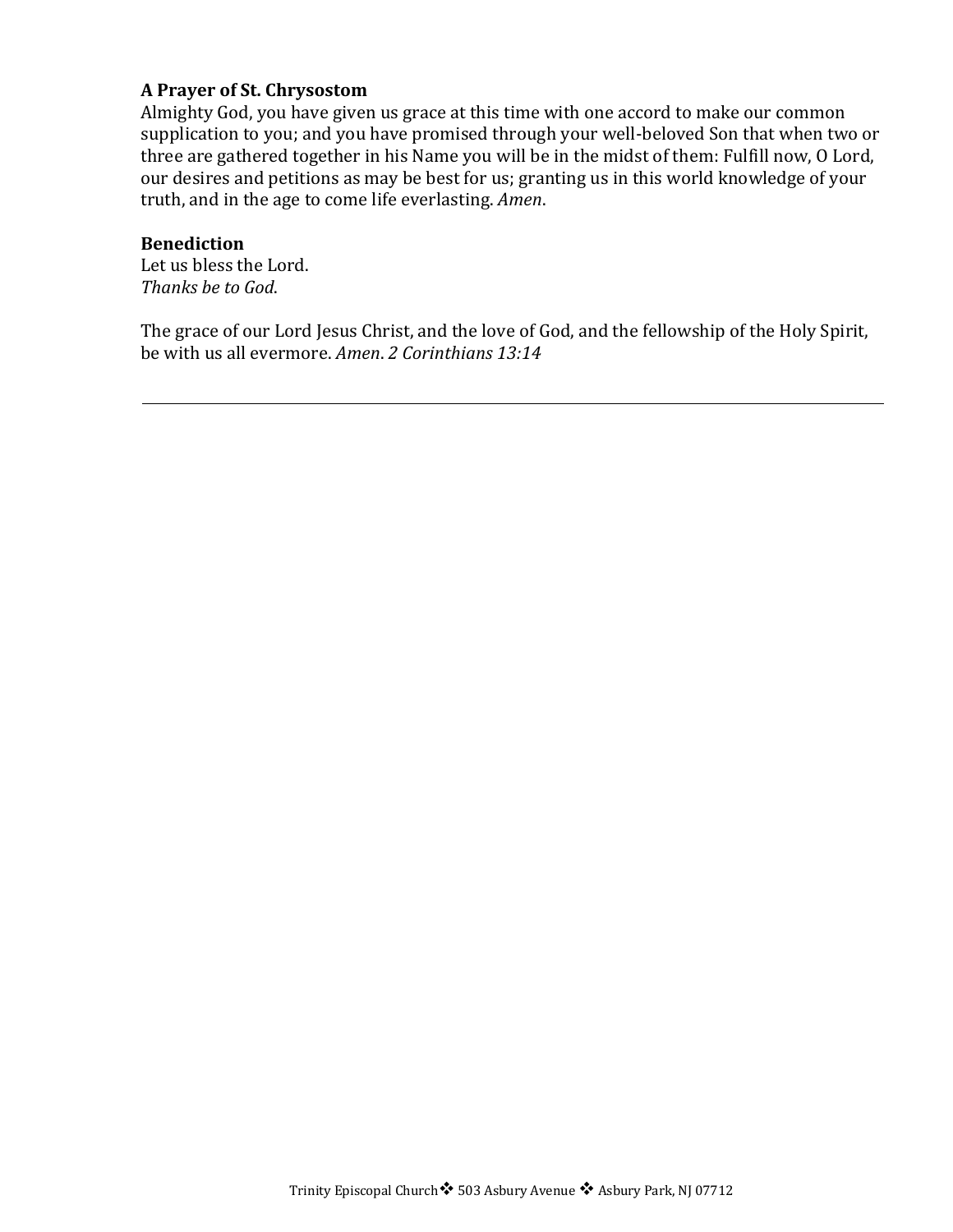**A Prayer of St. Chrysostom**
Almighty God, you have given us grace at this time with one accord to make our common supplication to you; and you have promised through your well-beloved Son that when two or three are gathered together in his Name you will be in the midst of them: Fulfill now, O Lord, our desires and petitions as may be best for us; granting us in this world knowledge of your truth, and in the age to come life everlasting. *Amen*.

**Benediction**
Let us bless the Lord.
*Thanks be to God*.

The grace of our Lord Jesus Christ, and the love of God, and the fellowship of the Holy Spirit, be with us all evermore. *Amen*. *2 Corinthians 13:14*

---